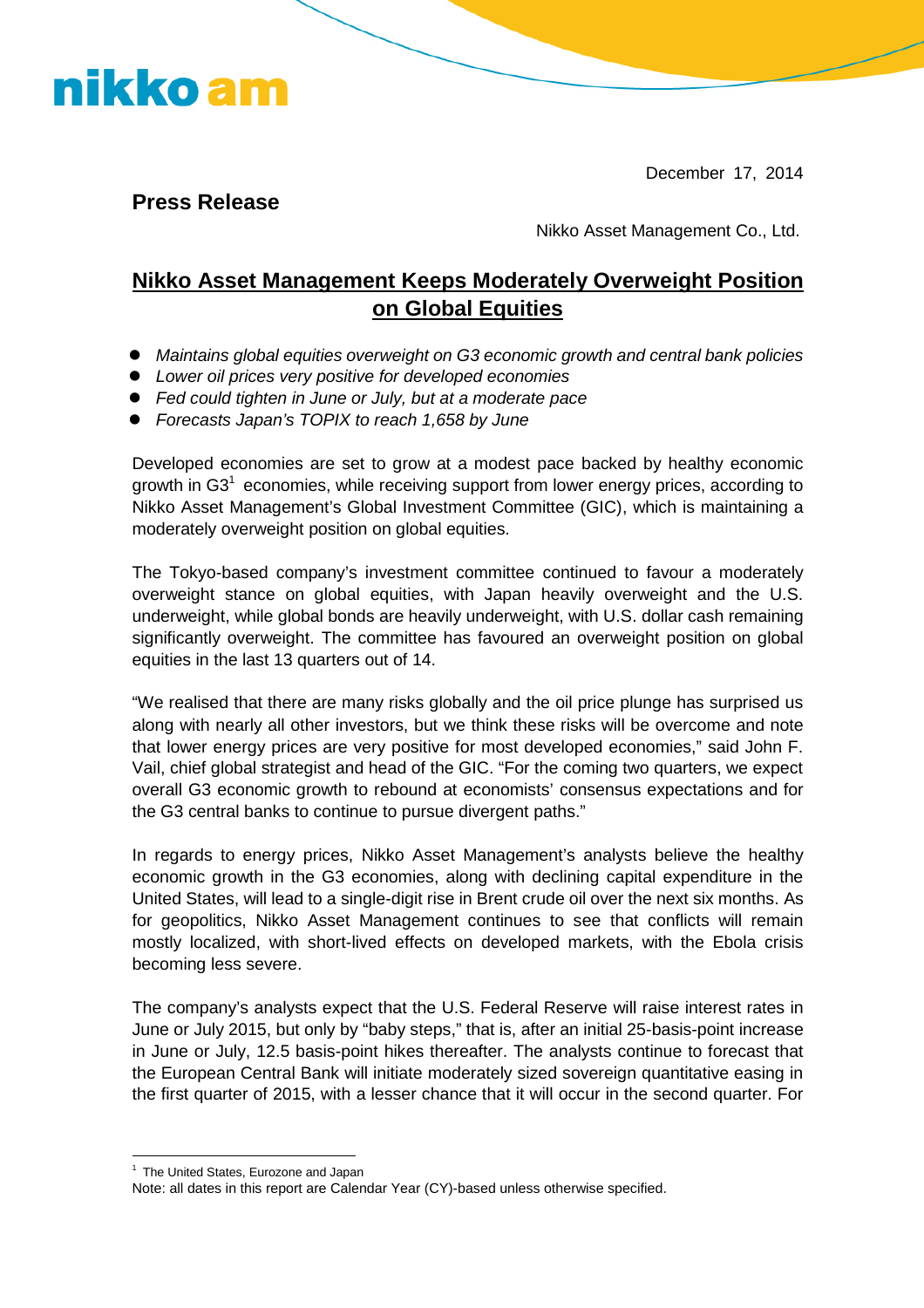nikko am

December 17, 2014

**Press Release**

Nikko Asset Management Co., Ltd.

# Nikko Asset Management Keeps Moderately Overweight Position on Global Equities

- *Maintains global equities overweight on G3 economic growth and central bank policies*
- *Lower oil prices very positive for developed economies*
- *Fed could tighten in June or July, but at a moderate pace*
- *Forecasts Japan's TOPIX to reach 1,658 by June*

Developed economies are set to grow at a modest pace backed by healthy economic growth in G3[1] economies, while receiving support from lower energy prices, according to Nikko Asset Management's Global Investment Committee (GIC), which is maintaining a moderately overweight position on global equities.

The Tokyo-based company's investment committee continued to favour a moderately overweight stance on global equities, with Japan heavily overweight and the U.S. underweight, while global bonds are heavily underweight, with U.S. dollar cash remaining significantly overweight. The committee has favoured an overweight position on global equities in the last 13 quarters out of 14.

"We realised that there are many risks globally and the oil price plunge has surprised us along with nearly all other investors, but we think these risks will be overcome and note that lower energy prices are very positive for most developed economies," said John F. Vail, chief global strategist and head of the GIC. "For the coming two quarters, we expect overall G3 economic growth to rebound at economists' consensus expectations and for the G3 central banks to continue to pursue divergent paths."

In regards to energy prices, Nikko Asset Management's analysts believe the healthy economic growth in the G3 economies, along with declining capital expenditure in the United States, will lead to a single-digit rise in Brent crude oil over the next six months. As for geopolitics, Nikko Asset Management continues to see that conflicts will remain mostly localized, with short-lived effects on developed markets, with the Ebola crisis becoming less severe.

The company's analysts expect that the U.S. Federal Reserve will raise interest rates in June or July 2015, but only by "baby steps," that is, after an initial 25-basis-point increase in June or July, 12.5 basis-point hikes thereafter. The analysts continue to forecast that the European Central Bank will initiate moderately sized sovereign quantitative easing in the first quarter of 2015, with a lesser chance that it will occur in the second quarter. For

---

[1] The United States, Eurozone and Japan

Note: all dates in this report are Calendar Year (CY)-based unless otherwise specified.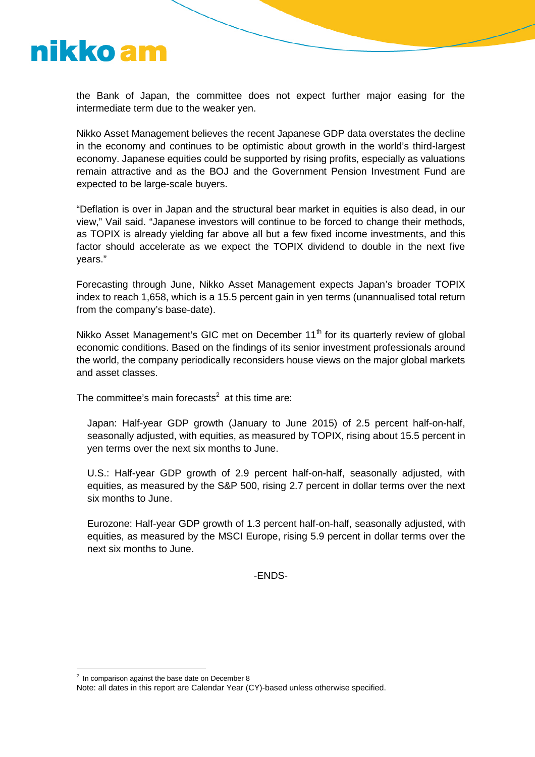the Bank of Japan, the committee does not expect further major easing for the intermediate term due to the weaker yen.

Nikko Asset Management believes the recent Japanese GDP data overstates the decline in the economy and continues to be optimistic about growth in the world's third-largest economy. Japanese equities could be supported by rising profits, especially as valuations remain attractive and as the BOJ and the Government Pension Investment Fund are expected to be large-scale buyers.

"Deflation is over in Japan and the structural bear market in equities is also dead, in our view," Vail said. "Japanese investors will continue to be forced to change their methods, as TOPIX is already yielding far above all but a few fixed income investments, and this factor should accelerate as we expect the TOPIX dividend to double in the next five years."

Forecasting through June, Nikko Asset Management expects Japan's broader TOPIX index to reach 1,658, which is a 15.5 percent gain in yen terms (unannualised total return from the company's base-date).

Nikko Asset Management's GIC met on December 11th for its quarterly review of global economic conditions. Based on the findings of its senior investment professionals around the world, the company periodically reconsiders house views on the major global markets and asset classes.

The committee's main forecasts[2] at this time are:

Japan: Half-year GDP growth (January to June 2015) of 2.5 percent half-on-half, seasonally adjusted, with equities, as measured by TOPIX, rising about 15.5 percent in yen terms over the next six months to June.

U.S.: Half-year GDP growth of 2.9 percent half-on-half, seasonally adjusted, with equities, as measured by the S&P 500, rising 2.7 percent in dollar terms over the next six months to June.

Eurozone: Half-year GDP growth of 1.3 percent half-on-half, seasonally adjusted, with equities, as measured by the MSCI Europe, rising 5.9 percent in dollar terms over the next six months to June.

-ENDS-

[2] In comparison against the base date on December 8

Note: all dates in this report are Calendar Year (CY)-based unless otherwise specified.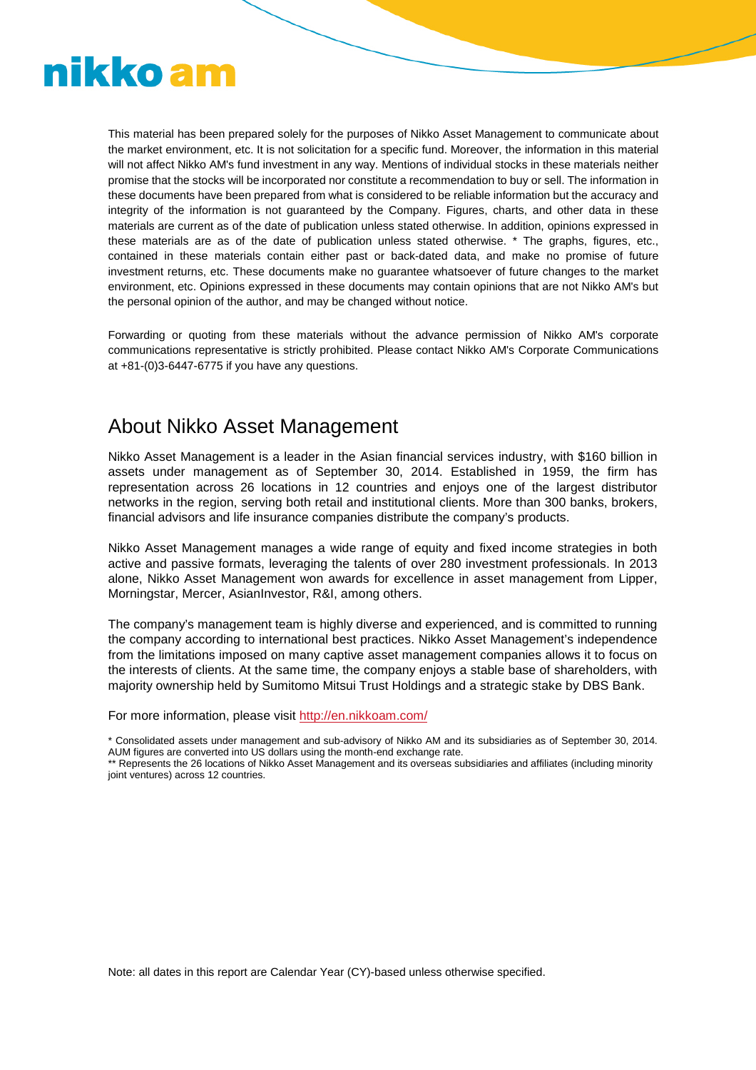nikko am

This material has been prepared solely for the purposes of Nikko Asset Management to communicate about the market environment, etc. It is not solicitation for a specific fund. Moreover, the information in this material will not affect Nikko AM's fund investment in any way. Mentions of individual stocks in these materials neither promise that the stocks will be incorporated nor constitute a recommendation to buy or sell. The information in these documents have been prepared from what is considered to be reliable information but the accuracy and integrity of the information is not guaranteed by the Company. Figures, charts, and other data in these materials are current as of the date of publication unless stated otherwise. In addition, opinions expressed in these materials are as of the date of publication unless stated otherwise. * The graphs, figures, etc., contained in these materials contain either past or back-dated data, and make no promise of future investment returns, etc. These documents make no guarantee whatsoever of future changes to the market environment, etc. Opinions expressed in these documents may contain opinions that are not Nikko AM's but the personal opinion of the author, and may be changed without notice.

Forwarding or quoting from these materials without the advance permission of Nikko AM's corporate communications representative is strictly prohibited. Please contact Nikko AM's Corporate Communications at +81-(0)3-6447-6775 if you have any questions.

## About Nikko Asset Management

Nikko Asset Management is a leader in the Asian financial services industry, with $160 billion in assets under management as of September 30, 2014. Established in 1959, the firm has representation across 26 locations in 12 countries and enjoys one of the largest distributor networks in the region, serving both retail and institutional clients. More than 300 banks, brokers, financial advisors and life insurance companies distribute the company's products.

Nikko Asset Management manages a wide range of equity and fixed income strategies in both active and passive formats, leveraging the talents of over 280 investment professionals. In 2013 alone, Nikko Asset Management won awards for excellence in asset management from Lipper, Morningstar, Mercer, AsianInvestor, R&I, among others.

The company's management team is highly diverse and experienced, and is committed to running the company according to international best practices. Nikko Asset Management's independence from the limitations imposed on many captive asset management companies allows it to focus on the interests of clients. At the same time, the company enjoys a stable base of shareholders, with majority ownership held by Sumitomo Mitsui Trust Holdings and a strategic stake by DBS Bank.

For more information, please visit http://en.nikkoam.com/

* Consolidated assets under management and sub-advisory of Nikko AM and its subsidiaries as of September 30, 2014. AUM figures are converted into US dollars using the month-end exchange rate.
** Represents the 26 locations of Nikko Asset Management and its overseas subsidiaries and affiliates (including minority joint ventures) across 12 countries.

Note: all dates in this report are Calendar Year (CY)-based unless otherwise specified.